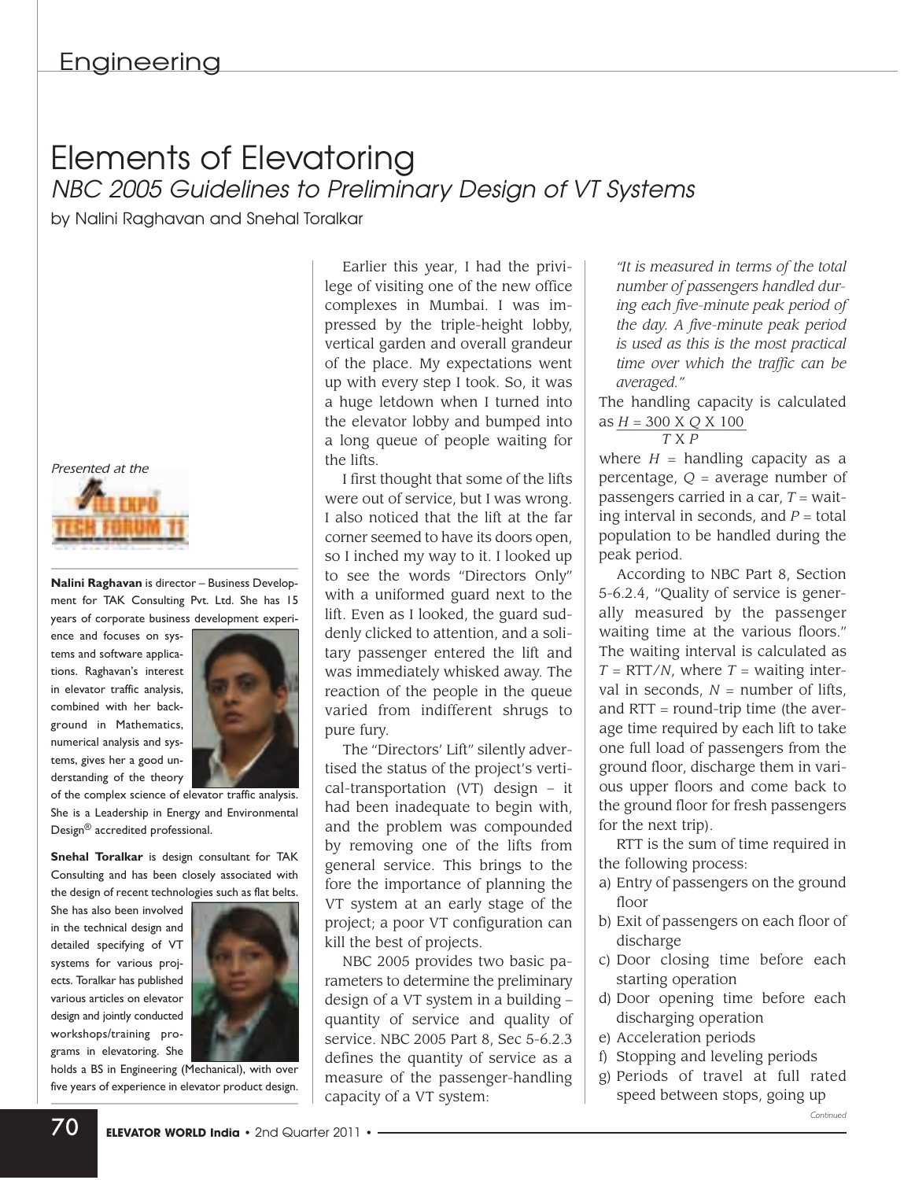# Elements of Elevatoring

## *NBC 2005 Guidelines to Preliminary Design of VT Systems*

by Nalini Raghavan and Snehal Toralkar

*Presented at the*

**Nalini Raghavan** is director – Business Development for TAK Consulting Pvt. Ltd. She has 15 years of corporate business development experience and focuses on systems and software applications. Raghavan's interest in elevator traffic analysis, combined with her background in Mathematics, numerical analysis and systems, gives her a good understanding of the theory of the complex science of elevator traffic analysis. She is a Leadership in Energy and Environmental Design® accredited professional.

**Snehal Toralkar** is design consultant for TAK Consulting and has been closely associated with the design of recent technologies such as flat belts. She has also been involved in the technical design and detailed specifying of VT systems for various projects. Toralkar has published various articles on elevator design and jointly conducted workshops/training programs in elevatoring. She holds a BS in Engineering (Mechanical), with over five years of experience in elevator product design.

Earlier this year, I had the privilege of visiting one of the new office complexes in Mumbai. I was impressed by the triple-height lobby, vertical garden and overall grandeur of the place. My expectations went up with every step I took. So, it was a huge letdown when I turned into the elevator lobby and bumped into a long queue of people waiting for the lifts.

I first thought that some of the lifts were out of service, but I was wrong. I also noticed that the lift at the far corner seemed to have its doors open, so I inched my way to it. I looked up to see the words "Directors Only" with a uniformed guard next to the lift. Even as I looked, the guard suddenly clicked to attention, and a solitary passenger entered the lift and was immediately whisked away. The reaction of the people in the queue varied from indifferent shrugs to pure fury.

The "Directors' Lift" silently advertised the status of the project's vertical-transportation (VT) design – it had been inadequate to begin with, and the problem was compounded by removing one of the lifts from general service. This brings to the fore the importance of planning the VT system at an early stage of the project; a poor VT configuration can kill the best of projects.

NBC 2005 provides two basic parameters to determine the preliminary design of a VT system in a building – quantity of service and quality of service. NBC 2005 Part 8, Sec 5-6.2.3 defines the quantity of service as a measure of the passenger-handling capacity of a VT system:

> *"It is measured in terms of the total number of passengers handled during each five-minute peak period of the day. A five-minute peak period is used as this is the most practical time over which the traffic can be averaged."*

The handling capacity is calculated as

$$H = \frac{300 \times Q \times 100}{T \times P}$$

where $H$ = handling capacity as a percentage, $Q$ = average number of passengers carried in a car, $T$ = waiting interval in seconds, and $P$ = total population to be handled during the peak period.

According to NBC Part 8, Section 5-6.2.4, "Quality of service is generally measured by the passenger waiting time at the various floors." The waiting interval is calculated as $T = \text{RTT}/N$, where $T$ = waiting interval in seconds, $N$ = number of lifts, and RTT = round-trip time (the average time required by each lift to take one full load of passengers from the ground floor, discharge them in various upper floors and come back to the ground floor for fresh passengers for the next trip).

RTT is the sum of time required in the following process:

a) Entry of passengers on the ground floor
b) Exit of passengers on each floor of discharge
c) Door closing time before each starting operation
d) Door opening time before each discharging operation
e) Acceleration periods
f) Stopping and leveling periods
g) Periods of travel at full rated speed between stops, going up

*Continued*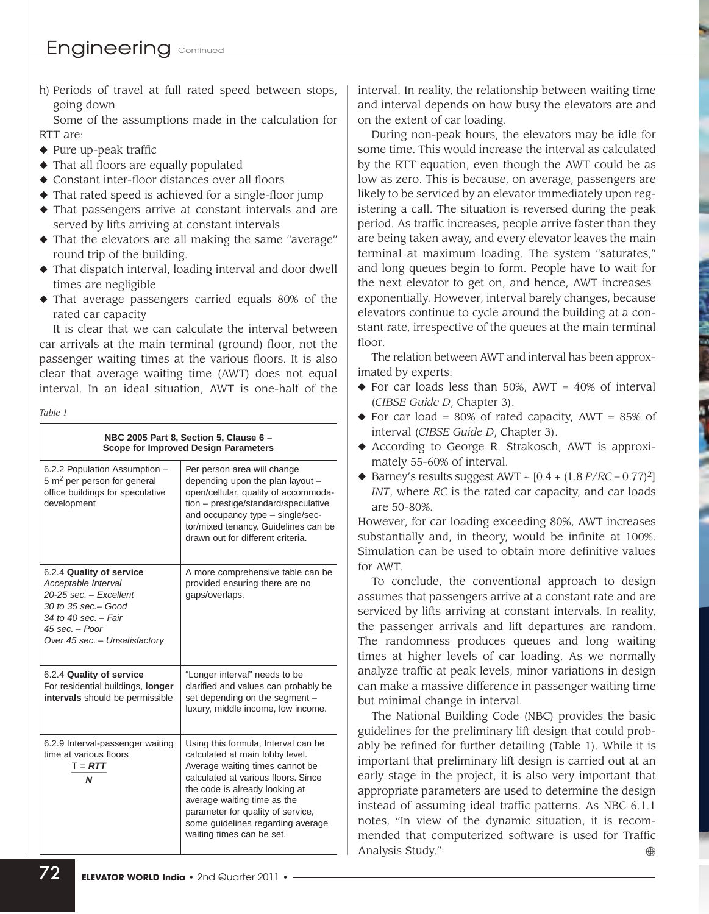h) Periods of travel at full rated speed between stops, going down

Some of the assumptions made in the calculation for RTT are:

- Pure up-peak traffic
- That all floors are equally populated
- Constant inter-floor distances over all floors
- That rated speed is achieved for a single-floor jump
- That passengers arrive at constant intervals and are served by lifts arriving at constant intervals
- That the elevators are all making the same "average" round trip of the building.
- That dispatch interval, loading interval and door dwell times are negligible
- That average passengers carried equals 80% of the rated car capacity

It is clear that we can calculate the interval between car arrivals at the main terminal (ground) floor, not the passenger waiting times at the various floors. It is also clear that average waiting time (AWT) does not equal interval. In an ideal situation, AWT is one-half of the interval. In reality, the relationship between waiting time and interval depends on how busy the elevators are and on the extent of car loading.

During non-peak hours, the elevators may be idle for some time. This would increase the interval as calculated by the RTT equation, even though the AWT could be as low as zero. This is because, on average, passengers are likely to be serviced by an elevator immediately upon registering a call. The situation is reversed during the peak period. As traffic increases, people arrive faster than they are being taken away, and every elevator leaves the main terminal at maximum loading. The system "saturates," and long queues begin to form. People have to wait for the next elevator to get on, and hence, AWT increases exponentially. However, interval barely changes, because elevators continue to cycle around the building at a constant rate, irrespective of the queues at the main terminal floor.

The relation between AWT and interval has been approximated by experts:

- For car loads less than 50%, AWT = 40% of interval (*CIBSE Guide D*, Chapter 3).
- For car load = 80% of rated capacity, AWT = 85% of interval (*CIBSE Guide D*, Chapter 3).
- According to George R. Strakosch, AWT is approximately 55-60% of interval.
- Barney's results suggest AWT ~ $[0.4 + (1.8\,P/RC - 0.77)^2]\,INT$, where $RC$ is the rated car capacity, and car loads are 50-80%.

However, for car loading exceeding 80%, AWT increases substantially and, in theory, would be infinite at 100%. Simulation can be used to obtain more definitive values for AWT.

To conclude, the conventional approach to design assumes that passengers arrive at a constant rate and are serviced by lifts arriving at constant intervals. In reality, the passenger arrivals and lift departures are random. The randomness produces queues and long waiting times at higher levels of car loading. As we normally analyze traffic at peak levels, minor variations in design can make a massive difference in passenger waiting time but minimal change in interval.

The National Building Code (NBC) provides the basic guidelines for the preliminary lift design that could probably be refined for further detailing (Table 1). While it is important that preliminary lift design is carried out at an early stage in the project, it is also very important that appropriate parameters are used to determine the design instead of assuming ideal traffic patterns. As NBC 6.1.1 notes, "In view of the dynamic situation, it is recommended that computerized software is used for Traffic Analysis Study."

*Table 1*

| NBC 2005 Part 8, Section 5, Clause 6 – Scope for Improved Design Parameters | |
|---|---|
| 6.2.2 Population Assumption – 5 $m^2$ per person for general office buildings for speculative development | Per person area will change depending upon the plan layout – open/cellular, quality of accommodation – prestige/standard/speculative and occupancy type – single/sector/mixed tenancy. Guidelines can be drawn out for different criteria. |
| 6.2.4 **Quality of service**<br>*Acceptable Interval*<br>*20-25 sec. – Excellent*<br>*30 to 35 sec.– Good*<br>*34 to 40 sec. – Fair*<br>*45 sec. – Poor*<br>*Over 45 sec. – Unsatisfactory* | A more comprehensive table can be provided ensuring there are no gaps/overlaps. |
| 6.2.4 **Quality of service**<br>For residential buildings, **longer intervals** should be permissible | "Longer interval" needs to be clarified and values can probably be set depending on the segment – luxury, middle income, low income. |
| 6.2.9 Interval-passenger waiting time at various floors<br>$T = \frac{RTT}{N}$ | Using this formula, Interval can be calculated at main lobby level. Average waiting times cannot be calculated at various floors. Since the code is already looking at average waiting time as the parameter for quality of service, some guidelines regarding average waiting times can be set. |